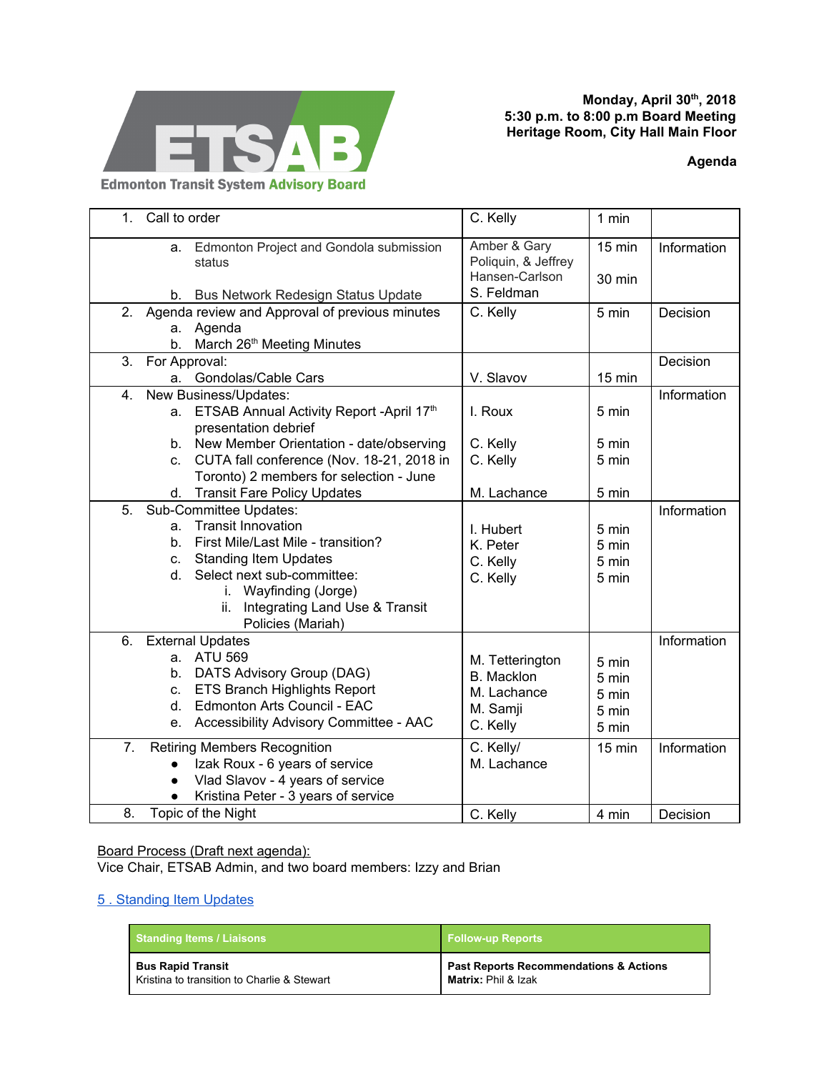ETSAB

Edmonton Transit System Advisory Board

**Monday, April 30th, 2018**
**5:30 p.m. to 8:00 p.m Board Meeting**
**Heritage Room, City Hall Main Floor**

**Agenda**

| Item | Presenter | Time | Type |
|---|---|---|---|
| 1. Call to order | C. Kelly | 1 min | |
| a. Edmonton Project and Gondola submission status<br>b. Bus Network Redesign Status Update | Amber & Gary Poliquin, & Jeffrey Hansen-Carlson<br>S. Feldman | 15 min<br>30 min | Information |
| 2. Agenda review and Approval of previous minutes<br>a. Agenda<br>b. March 26th Meeting Minutes | C. Kelly | 5 min | Decision |
| 3. For Approval:<br>a. Gondolas/Cable Cars | V. Slavov | 15 min | Decision |
| 4. New Business/Updates:<br>a. ETSAB Annual Activity Report -April 17th presentation debrief<br>b. New Member Orientation - date/observing<br>c. CUTA fall conference (Nov. 18-21, 2018 in Toronto) 2 members for selection - June<br>d. Transit Fare Policy Updates | I. Roux<br>C. Kelly<br>C. Kelly<br>M. Lachance | 5 min<br>5 min<br>5 min<br>5 min | Information |
| 5. Sub-Committee Updates:<br>a. Transit Innovation<br>b. First Mile/Last Mile - transition?<br>c. Standing Item Updates<br>d. Select next sub-committee:<br>i. Wayfinding (Jorge)<br>ii. Integrating Land Use & Transit Policies (Mariah) | I. Hubert<br>K. Peter<br>C. Kelly<br>C. Kelly | 5 min<br>5 min<br>5 min<br>5 min | Information |
| 6. External Updates<br>a. ATU 569<br>b. DATS Advisory Group (DAG)<br>c. ETS Branch Highlights Report<br>d. Edmonton Arts Council - EAC<br>e. Accessibility Advisory Committee - AAC | M. Tetterington<br>B. Macklon<br>M. Lachance<br>M. Samji<br>C. Kelly | 5 min<br>5 min<br>5 min<br>5 min<br>5 min | Information |
| 7. Retiring Members Recognition<br>• Izak Roux - 6 years of service<br>• Vlad Slavov - 4 years of service<br>• Kristina Peter - 3 years of service | C. Kelly/<br>M. Lachance | 15 min | Information |
| 8. Topic of the Night | C. Kelly | 4 min | Decision |

Board Process (Draft next agenda):
Vice Chair, ETSAB Admin, and two board members: Izzy and Brian

5 . Standing Item Updates

| Standing Items / Liaisons | Follow-up Reports |
|---|---|
| **Bus Rapid Transit**<br>Kristina to transition to Charlie & Stewart | **Past Reports Recommendations & Actions Matrix:** Phil & Izak |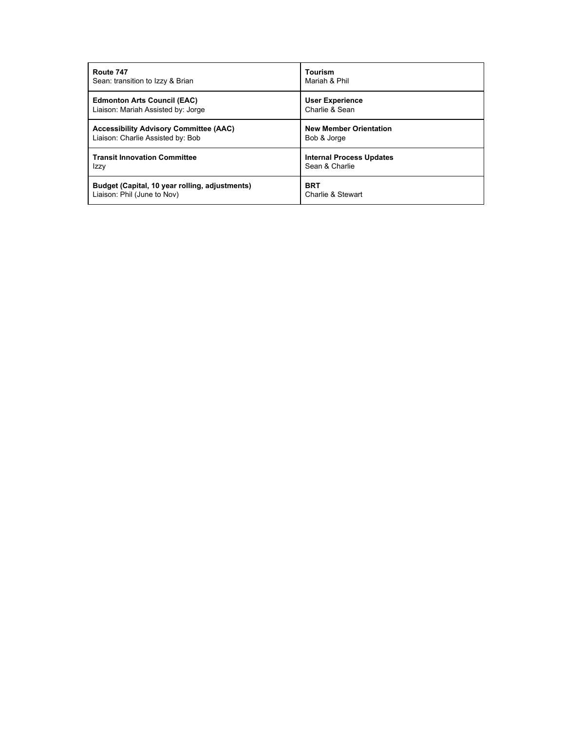| | |
|---|---|
| **Route 747**<br>Sean: transition to Izzy & Brian | **Tourism**<br>Mariah & Phil |
| **Edmonton Arts Council (EAC)**<br>Liaison: Mariah Assisted by: Jorge | **User Experience**<br>Charlie & Sean |
| **Accessibility Advisory Committee (AAC)**<br>Liaison: Charlie Assisted by: Bob | **New Member Orientation**<br>Bob & Jorge |
| **Transit Innovation Committee**<br>Izzy | **Internal Process Updates**<br>Sean & Charlie |
| **Budget (Capital, 10 year rolling, adjustments)**<br>Liaison: Phil (June to Nov) | **BRT**<br>Charlie & Stewart |